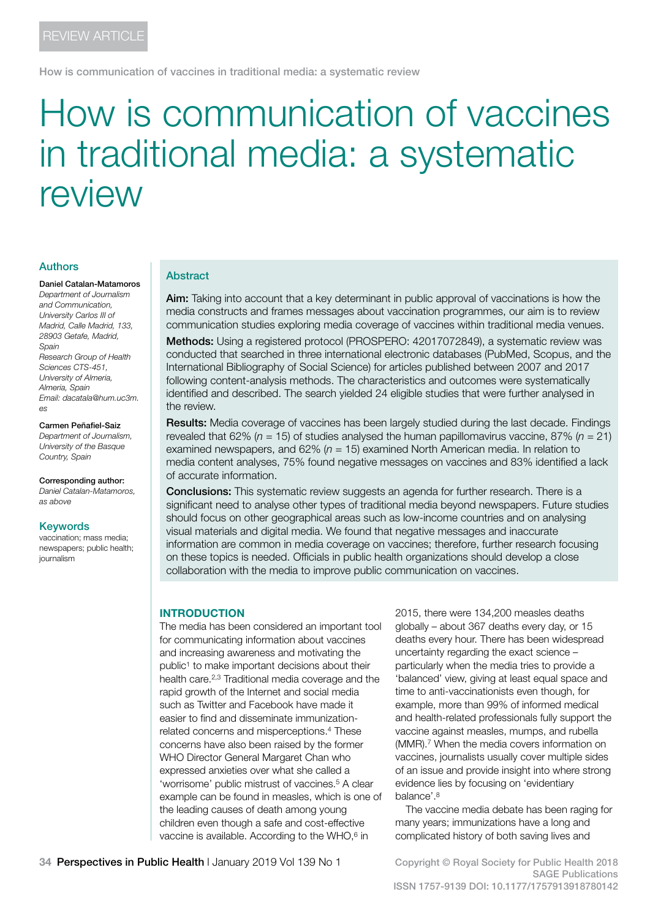REVIEW ARTICLE

# How is communication of vaccines in traditional media: a systematic review

## Authors

**Daniel Catalan-Matamoros**
*Department of Journalism and Communication, University Carlos III of Madrid, Calle Madrid, 133, 28903 Getafe, Madrid, Spain*
*Research Group of Health Sciences CTS-451, University of Almeria, Almeria, Spain*
*Email: dacatala@hum.uc3m.es*

**Carmen Peñafiel-Saiz**
*Department of Journalism, University of the Basque Country, Spain*

**Corresponding author:**
*Daniel Catalan-Matamoros, as above*

## Keywords

vaccination; mass media; newspapers; public health; journalism

## Abstract

**Aim:** Taking into account that a key determinant in public approval of vaccinations is how the media constructs and frames messages about vaccination programmes, our aim is to review communication studies exploring media coverage of vaccines within traditional media venues.

**Methods:** Using a registered protocol (PROSPERO: 42017072849), a systematic review was conducted that searched in three international electronic databases (PubMed, Scopus, and the International Bibliography of Social Science) for articles published between 2007 and 2017 following content-analysis methods. The characteristics and outcomes were systematically identified and described. The search yielded 24 eligible studies that were further analysed in the review.

**Results:** Media coverage of vaccines has been largely studied during the last decade. Findings revealed that 62% (*n* = 15) of studies analysed the human papillomavirus vaccine, 87% (*n* = 21) examined newspapers, and 62% (*n* = 15) examined North American media. In relation to media content analyses, 75% found negative messages on vaccines and 83% identified a lack of accurate information.

**Conclusions:** This systematic review suggests an agenda for further research. There is a significant need to analyse other types of traditional media beyond newspapers. Future studies should focus on other geographical areas such as low-income countries and on analysing visual materials and digital media. We found that negative messages and inaccurate information are common in media coverage on vaccines; therefore, further research focusing on these topics is needed. Officials in public health organizations should develop a close collaboration with the media to improve public communication on vaccines.

## INTRODUCTION

The media has been considered an important tool for communicating information about vaccines and increasing awareness and motivating the public[1] to make important decisions about their health care.[2,3] Traditional media coverage and the rapid growth of the Internet and social media such as Twitter and Facebook have made it easier to find and disseminate immunization-related concerns and misperceptions.[4] These concerns have also been raised by the former WHO Director General Margaret Chan who expressed anxieties over what she called a 'worrisome' public mistrust of vaccines.[5] A clear example can be found in measles, which is one of the leading causes of death among young children even though a safe and cost-effective vaccine is available. According to the WHO,[6] in 2015, there were 134,200 measles deaths globally – about 367 deaths every day, or 15 deaths every hour. There has been widespread uncertainty regarding the exact science – particularly when the media tries to provide a 'balanced' view, giving at least equal space and time to anti-vaccinationists even though, for example, more than 99% of informed medical and health-related professionals fully support the vaccine against measles, mumps, and rubella (MMR).[7] When the media covers information on vaccines, journalists usually cover multiple sides of an issue and provide insight into where strong evidence lies by focusing on 'evidentiary balance'.[8]

The vaccine media debate has been raging for many years; immunizations have a long and complicated history of both saving lives and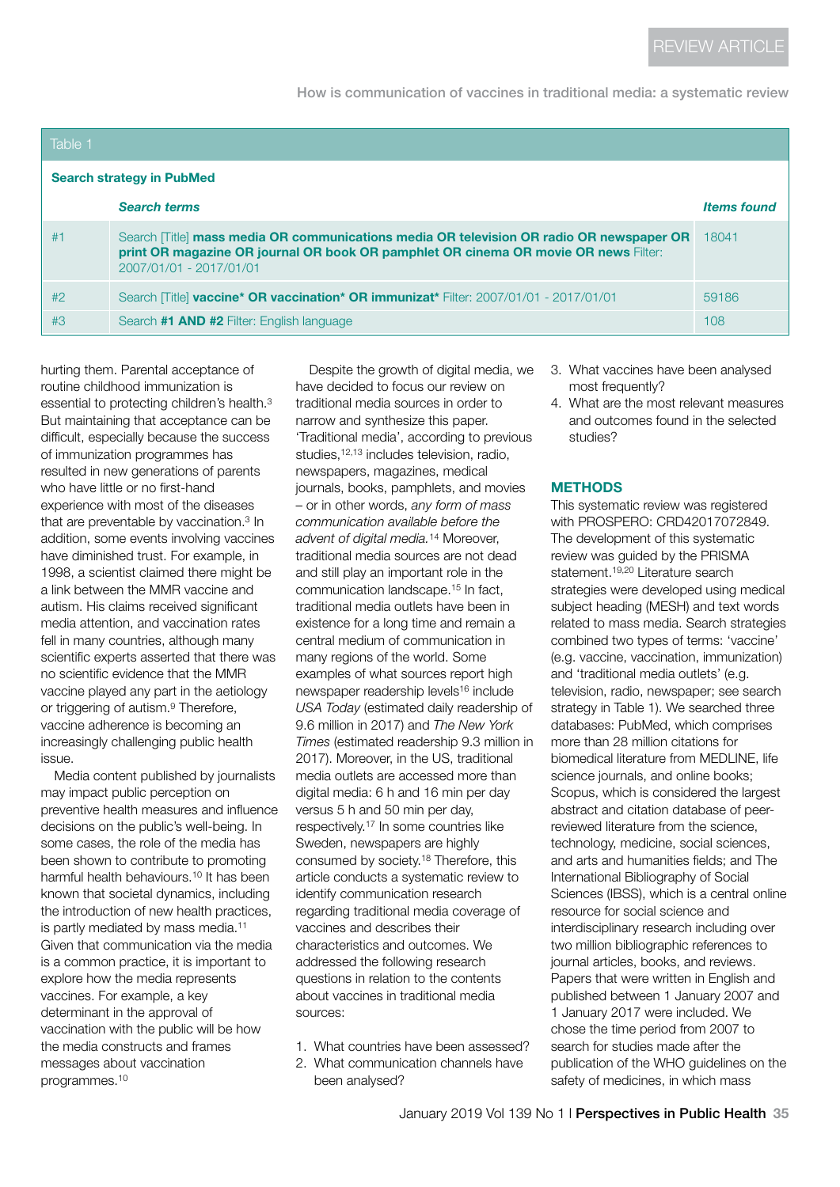Table 1

**Search strategy in PubMed**

| | *Search terms* | *Items found* |
|---|---|---|
| #1 | Search [Title] **mass media OR communications media OR television OR radio OR newspaper OR print OR magazine OR journal OR book OR pamphlet OR cinema OR movie OR news** Filter: 2007/01/01 - 2017/01/01 | 18041 |
| #2 | Search [Title] **vaccine* OR vaccination* OR immunizat*** Filter: 2007/01/01 - 2017/01/01 | 59186 |
| #3 | Search **#1 AND #2** Filter: English language | 108 |

hurting them. Parental acceptance of routine childhood immunization is essential to protecting children's health.[3] But maintaining that acceptance can be difficult, especially because the success of immunization programmes has resulted in new generations of parents who have little or no first-hand experience with most of the diseases that are preventable by vaccination.[3] In addition, some events involving vaccines have diminished trust. For example, in 1998, a scientist claimed there might be a link between the MMR vaccine and autism. His claims received significant media attention, and vaccination rates fell in many countries, although many scientific experts asserted that there was no scientific evidence that the MMR vaccine played any part in the aetiology or triggering of autism.[9] Therefore, vaccine adherence is becoming an increasingly challenging public health issue.

Media content published by journalists may impact public perception on preventive health measures and influence decisions on the public's well-being. In some cases, the role of the media has been shown to contribute to promoting harmful health behaviours.[10] It has been known that societal dynamics, including the introduction of new health practices, is partly mediated by mass media.[11] Given that communication via the media is a common practice, it is important to explore how the media represents vaccines. For example, a key determinant in the approval of vaccination with the public will be how the media constructs and frames messages about vaccination programmes.[10]

Despite the growth of digital media, we have decided to focus our review on traditional media sources in order to narrow and synthesize this paper. 'Traditional media', according to previous studies,[12,13] includes television, radio, newspapers, magazines, medical journals, books, pamphlets, and movies – or in other words, *any form of mass communication available before the advent of digital media.*[14] Moreover, traditional media sources are not dead and still play an important role in the communication landscape.[15] In fact, traditional media outlets have been in existence for a long time and remain a central medium of communication in many regions of the world. Some examples of what sources report high newspaper readership levels[16] include *USA Today* (estimated daily readership of 9.6 million in 2017) and *The New York Times* (estimated readership 9.3 million in 2017). Moreover, in the US, traditional media outlets are accessed more than digital media: 6 h and 16 min per day versus 5 h and 50 min per day, respectively.[17] In some countries like Sweden, newspapers are highly consumed by society.[18] Therefore, this article conducts a systematic review to identify communication research regarding traditional media coverage of vaccines and describes their characteristics and outcomes. We addressed the following research questions in relation to the contents about vaccines in traditional media sources:

1. What countries have been assessed?
2. What communication channels have been analysed?
3. What vaccines have been analysed most frequently?
4. What are the most relevant measures and outcomes found in the selected studies?

## METHODS

This systematic review was registered with PROSPERO: CRD42017072849. The development of this systematic review was guided by the PRISMA statement.[19,20] Literature search strategies were developed using medical subject heading (MESH) and text words related to mass media. Search strategies combined two types of terms: 'vaccine' (e.g. vaccine, vaccination, immunization) and 'traditional media outlets' (e.g. television, radio, newspaper; see search strategy in Table 1). We searched three databases: PubMed, which comprises more than 28 million citations for biomedical literature from MEDLINE, life science journals, and online books; Scopus, which is considered the largest abstract and citation database of peer-reviewed literature from the science, technology, medicine, social sciences, and arts and humanities fields; and The International Bibliography of Social Sciences (IBSS), which is a central online resource for social science and interdisciplinary research including over two million bibliographic references to journal articles, books, and reviews. Papers that were written in English and published between 1 January 2007 and 1 January 2017 were included. We chose the time period from 2007 to search for studies made after the publication of the WHO guidelines on the safety of medicines, in which mass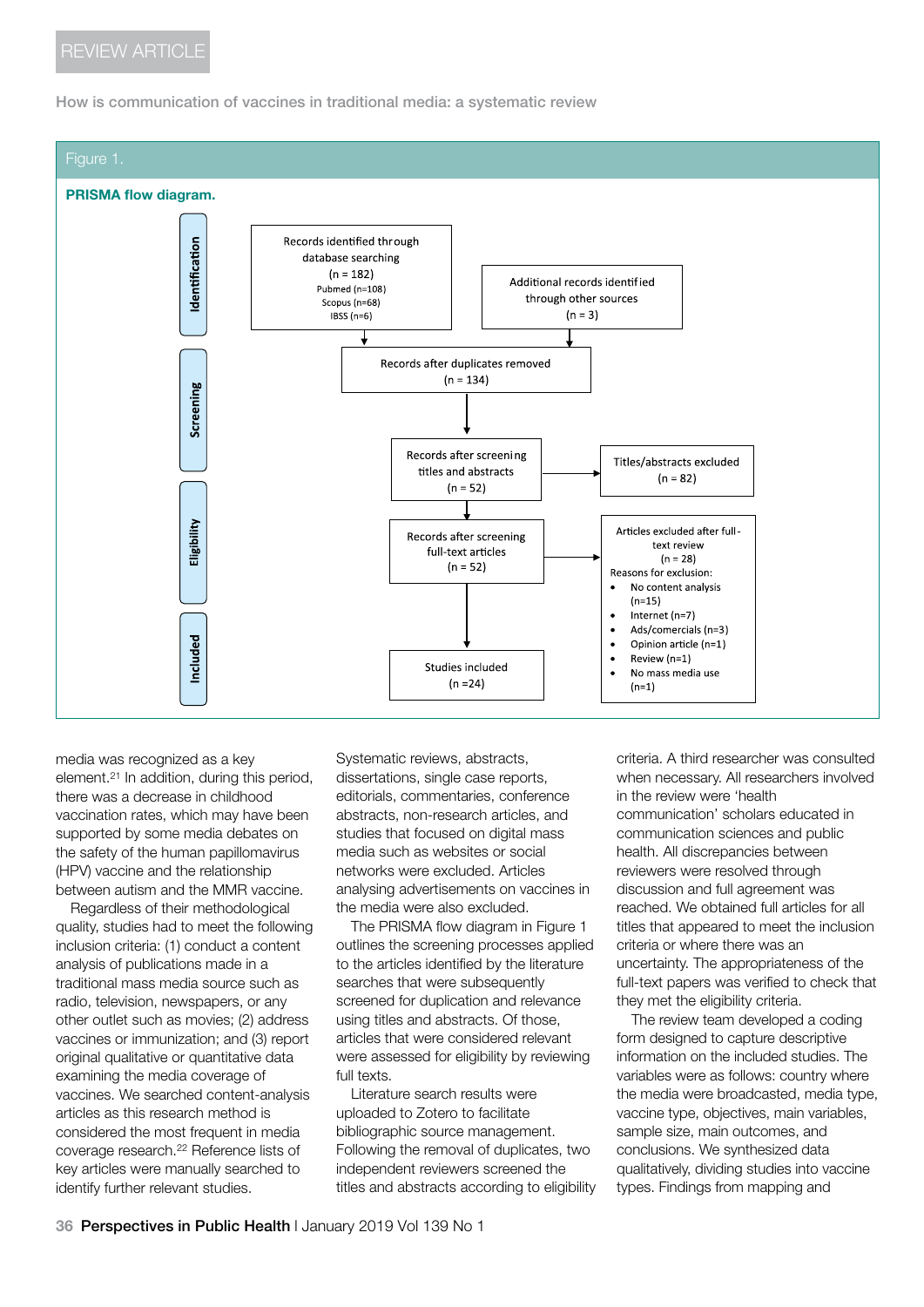Figure 1.

**PRISMA flow diagram.**

Identification

Records identified through database searching (n = 182)
Pubmed (n=108)
Scopus (n=68)
IBSS (n=6)

Additional records identified through other sources (n = 3)

Screening

Records after duplicates removed (n = 134)

Records after screening titles and abstracts (n = 52)

Titles/abstracts excluded (n = 82)

Eligibility

Records after screening full-text articles (n = 52)

Articles excluded after full-text review (n = 28)
Reasons for exclusion:
- No content analysis (n=15)
- Internet (n=7)
- Ads/comercials (n=3)
- Opinion article (n=1)
- Review (n=1)
- No mass media use (n=1)

Included

Studies included (n =24)

media was recognized as a key element.[21] In addition, during this period, there was a decrease in childhood vaccination rates, which may have been supported by some media debates on the safety of the human papillomavirus (HPV) vaccine and the relationship between autism and the MMR vaccine.

Regardless of their methodological quality, studies had to meet the following inclusion criteria: (1) conduct a content analysis of publications made in a traditional mass media source such as radio, television, newspapers, or any other outlet such as movies; (2) address vaccines or immunization; and (3) report original qualitative or quantitative data examining the media coverage of vaccines. We searched content-analysis articles as this research method is considered the most frequent in media coverage research.[22] Reference lists of key articles were manually searched to identify further relevant studies. Systematic reviews, abstracts, dissertations, single case reports, editorials, commentaries, conference abstracts, non-research articles, and studies that focused on digital mass media such as websites or social networks were excluded. Articles analysing advertisements on vaccines in the media were also excluded.

The PRISMA flow diagram in Figure 1 outlines the screening processes applied to the articles identified by the literature searches that were subsequently screened for duplication and relevance using titles and abstracts. Of those, articles that were considered relevant were assessed for eligibility by reviewing full texts.

Literature search results were uploaded to Zotero to facilitate bibliographic source management. Following the removal of duplicates, two independent reviewers screened the titles and abstracts according to eligibility criteria. A third researcher was consulted when necessary. All researchers involved in the review were 'health communication' scholars educated in communication sciences and public health. All discrepancies between reviewers were resolved through discussion and full agreement was reached. We obtained full articles for all titles that appeared to meet the inclusion criteria or where there was an uncertainty. The appropriateness of the full-text papers was verified to check that they met the eligibility criteria.

The review team developed a coding form designed to capture descriptive information on the included studies. The variables were as follows: country where the media were broadcasted, media type, vaccine type, objectives, main variables, sample size, main outcomes, and conclusions. We synthesized data qualitatively, dividing studies into vaccine types. Findings from mapping and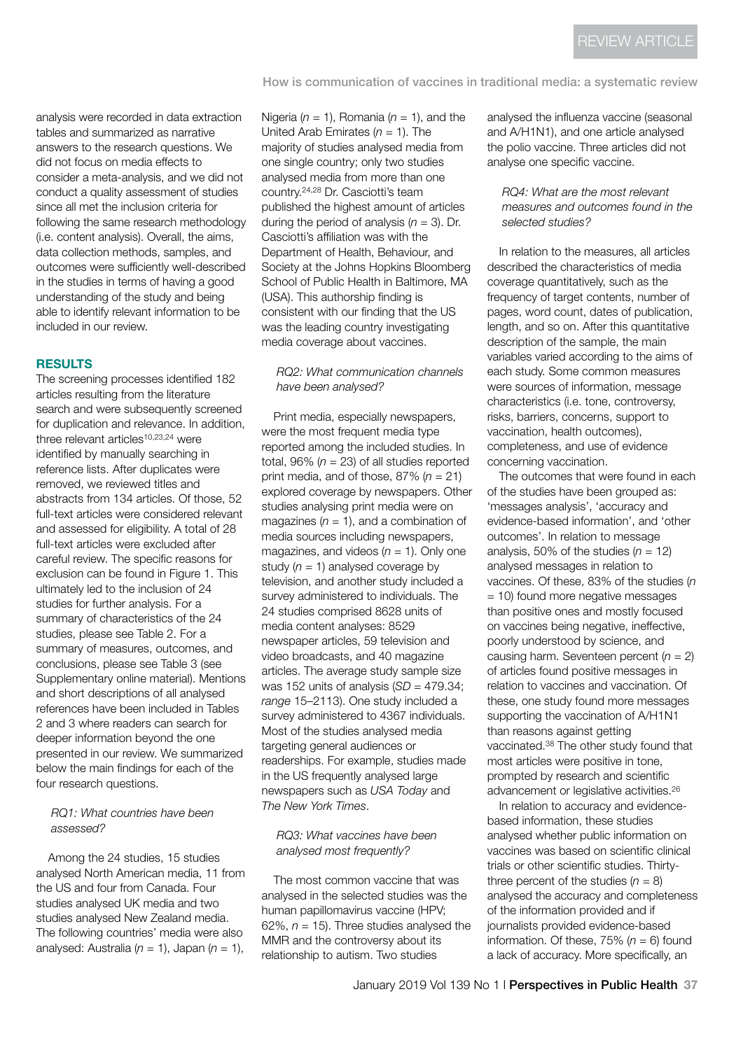analysis were recorded in data extraction tables and summarized as narrative answers to the research questions. We did not focus on media effects to consider a meta-analysis, and we did not conduct a quality assessment of studies since all met the inclusion criteria for following the same research methodology (i.e. content analysis). Overall, the aims, data collection methods, samples, and outcomes were sufficiently well-described in the studies in terms of having a good understanding of the study and being able to identify relevant information to be included in our review.

## RESULTS

The screening processes identified 182 articles resulting from the literature search and were subsequently screened for duplication and relevance. In addition, three relevant articles[10,23,24] were identified by manually searching in reference lists. After duplicates were removed, we reviewed titles and abstracts from 134 articles. Of those, 52 full-text articles were considered relevant and assessed for eligibility. A total of 28 full-text articles were excluded after careful review. The specific reasons for exclusion can be found in Figure 1. This ultimately led to the inclusion of 24 studies for further analysis. For a summary of characteristics of the 24 studies, please see Table 2. For a summary of measures, outcomes, and conclusions, please see Table 3 (see Supplementary online material). Mentions and short descriptions of all analysed references have been included in Tables 2 and 3 where readers can search for deeper information beyond the one presented in our review. We summarized below the main findings for each of the four research questions.

*RQ1: What countries have been assessed?*

Among the 24 studies, 15 studies analysed North American media, 11 from the US and four from Canada. Four studies analysed UK media and two studies analysed New Zealand media. The following countries' media were also analysed: Australia ($n$ = 1), Japan ($n$ = 1), Nigeria ($n$ = 1), Romania ($n$ = 1), and the United Arab Emirates ($n$ = 1). The majority of studies analysed media from one single country; only two studies analysed media from more than one country.[24,28] Dr. Casciotti's team published the highest amount of articles during the period of analysis ($n$ = 3). Dr. Casciotti's affiliation was with the Department of Health, Behaviour, and Society at the Johns Hopkins Bloomberg School of Public Health in Baltimore, MA (USA). This authorship finding is consistent with our finding that the US was the leading country investigating media coverage about vaccines.

*RQ2: What communication channels have been analysed?*

Print media, especially newspapers, were the most frequent media type reported among the included studies. In total, 96% ($n$ = 23) of all studies reported print media, and of those, 87% ($n$ = 21) explored coverage by newspapers. Other studies analysing print media were on magazines ($n$ = 1), and a combination of media sources including newspapers, magazines, and videos ($n$ = 1). Only one study ($n$ = 1) analysed coverage by television, and another study included a survey administered to individuals. The 24 studies comprised 8628 units of media content analyses: 8529 newspaper articles, 59 television and video broadcasts, and 40 magazine articles. The average study sample size was 152 units of analysis ($SD$ = 479.34; *range* 15–2113). One study included a survey administered to 4367 individuals. Most of the studies analysed media targeting general audiences or readerships. For example, studies made in the US frequently analysed large newspapers such as *USA Today* and *The New York Times*.

*RQ3: What vaccines have been analysed most frequently?*

The most common vaccine that was analysed in the selected studies was the human papillomavirus vaccine (HPV; 62%, $n$ = 15). Three studies analysed the MMR and the controversy about its relationship to autism. Two studies analysed the influenza vaccine (seasonal and A/H1N1), and one article analysed the polio vaccine. Three articles did not analyse one specific vaccine.

*RQ4: What are the most relevant measures and outcomes found in the selected studies?*

In relation to the measures, all articles described the characteristics of media coverage quantitatively, such as the frequency of target contents, number of pages, word count, dates of publication, length, and so on. After this quantitative description of the sample, the main variables varied according to the aims of each study. Some common measures were sources of information, message characteristics (i.e. tone, controversy, risks, barriers, concerns, support to vaccination, health outcomes), completeness, and use of evidence concerning vaccination.

The outcomes that were found in each of the studies have been grouped as: 'messages analysis', 'accuracy and evidence-based information', and 'other outcomes'. In relation to message analysis, 50% of the studies ($n$ = 12) analysed messages in relation to vaccines. Of these, 83% of the studies ($n$ = 10) found more negative messages than positive ones and mostly focused on vaccines being negative, ineffective, poorly understood by science, and causing harm. Seventeen percent ($n$ = 2) of articles found positive messages in relation to vaccines and vaccination. Of these, one study found more messages supporting the vaccination of A/H1N1 than reasons against getting vaccinated.[38] The other study found that most articles were positive in tone, prompted by research and scientific advancement or legislative activities.[26]

In relation to accuracy and evidence-based information, these studies analysed whether public information on vaccines was based on scientific clinical trials or other scientific studies. Thirty-three percent of the studies ($n$ = 8) analysed the accuracy and completeness of the information provided and if journalists provided evidence-based information. Of these, 75% ($n$ = 6) found a lack of accuracy. More specifically, an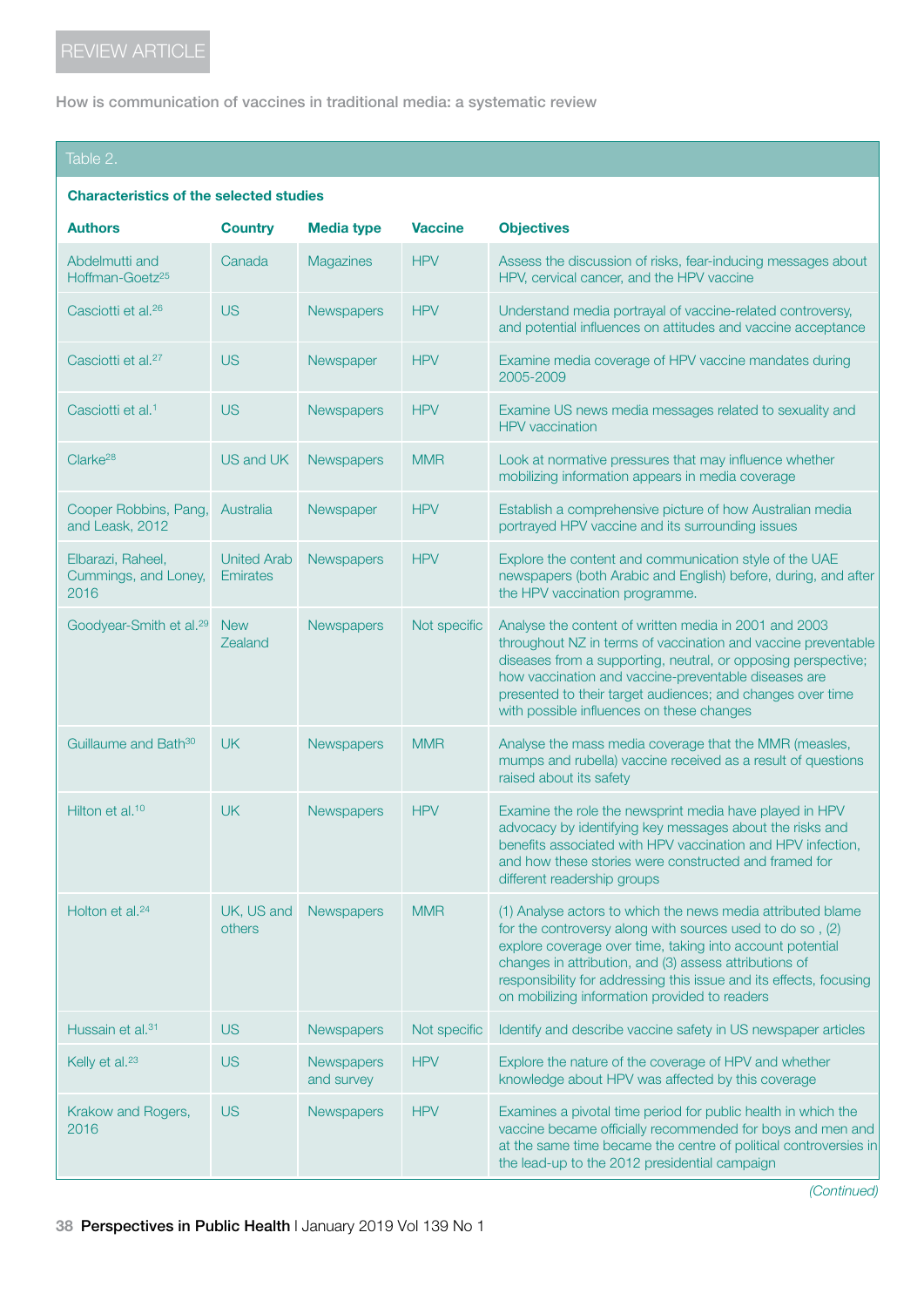Table 2.

**Characteristics of the selected studies**

| Authors | Country | Media type | Vaccine | Objectives |
|---|---|---|---|---|
| Abdelmutti and Hoffman-Goetz[25] | Canada | Magazines | HPV | Assess the discussion of risks, fear-inducing messages about HPV, cervical cancer, and the HPV vaccine |
| Casciotti et al.[26] | US | Newspapers | HPV | Understand media portrayal of vaccine-related controversy, and potential influences on attitudes and vaccine acceptance |
| Casciotti et al.[27] | US | Newspaper | HPV | Examine media coverage of HPV vaccine mandates during 2005-2009 |
| Casciotti et al.[1] | US | Newspapers | HPV | Examine US news media messages related to sexuality and HPV vaccination |
| Clarke[28] | US and UK | Newspapers | MMR | Look at normative pressures that may influence whether mobilizing information appears in media coverage |
| Cooper Robbins, Pang, and Leask, 2012 | Australia | Newspaper | HPV | Establish a comprehensive picture of how Australian media portrayed HPV vaccine and its surrounding issues |
| Elbarazi, Raheel, Cummings, and Loney, 2016 | United Arab Emirates | Newspapers | HPV | Explore the content and communication style of the UAE newspapers (both Arabic and English) before, during, and after the HPV vaccination programme. |
| Goodyear-Smith et al.[29] | New Zealand | Newspapers | Not specific | Analyse the content of written media in 2001 and 2003 throughout NZ in terms of vaccination and vaccine preventable diseases from a supporting, neutral, or opposing perspective; how vaccination and vaccine-preventable diseases are presented to their target audiences; and changes over time with possible influences on these changes |
| Guillaume and Bath[30] | UK | Newspapers | MMR | Analyse the mass media coverage that the MMR (measles, mumps and rubella) vaccine received as a result of questions raised about its safety |
| Hilton et al.[10] | UK | Newspapers | HPV | Examine the role the newsprint media have played in HPV advocacy by identifying key messages about the risks and benefits associated with HPV vaccination and HPV infection, and how these stories were constructed and framed for different readership groups |
| Holton et al.[24] | UK, US and others | Newspapers | MMR | (1) Analyse actors to which the news media attributed blame for the controversy along with sources used to do so , (2) explore coverage over time, taking into account potential changes in attribution, and (3) assess attributions of responsibility for addressing this issue and its effects, focusing on mobilizing information provided to readers |
| Hussain et al.[31] | US | Newspapers | Not specific | Identify and describe vaccine safety in US newspaper articles |
| Kelly et al.[23] | US | Newspapers and survey | HPV | Explore the nature of the coverage of HPV and whether knowledge about HPV was affected by this coverage |
| Krakow and Rogers, 2016 | US | Newspapers | HPV | Examines a pivotal time period for public health in which the vaccine became officially recommended for boys and men and at the same time became the centre of political controversies in the lead-up to the 2012 presidential campaign |

*(Continued)*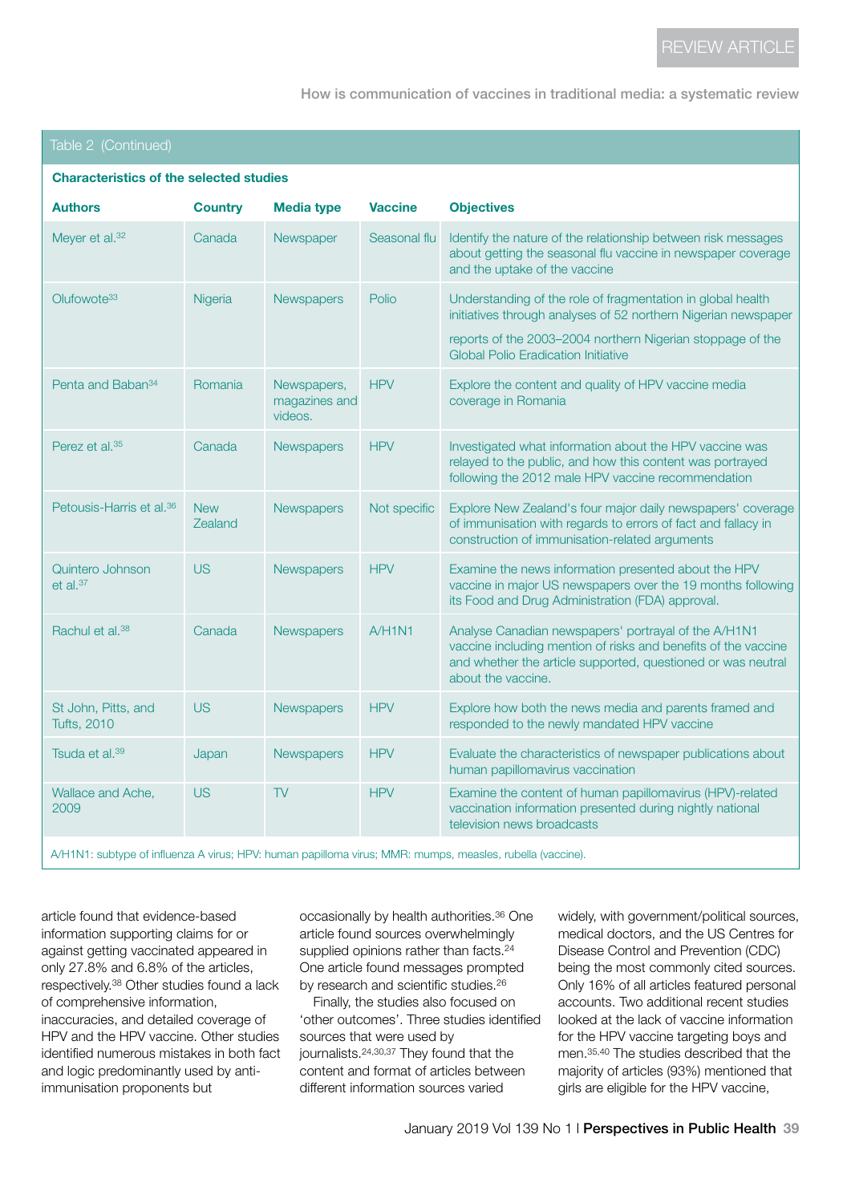**Table 2 (Continued)**

**Characteristics of the selected studies**

| Authors | Country | Media type | Vaccine | Objectives |
|---|---|---|---|---|
| Meyer et al.[32] | Canada | Newspaper | Seasonal flu | Identify the nature of the relationship between risk messages about getting the seasonal flu vaccine in newspaper coverage and the uptake of the vaccine |
| Olufowote[33] | Nigeria | Newspapers | Polio | Understanding of the role of fragmentation in global health initiatives through analyses of 52 northern Nigerian newspaper reports of the 2003–2004 northern Nigerian stoppage of the Global Polio Eradication Initiative |
| Penta and Baban[34] | Romania | Newspapers, magazines and videos. | HPV | Explore the content and quality of HPV vaccine media coverage in Romania |
| Perez et al.[35] | Canada | Newspapers | HPV | Investigated what information about the HPV vaccine was relayed to the public, and how this content was portrayed following the 2012 male HPV vaccine recommendation |
| Petousis-Harris et al.[36] | New Zealand | Newspapers | Not specific | Explore New Zealand's four major daily newspapers' coverage of immunisation with regards to errors of fact and fallacy in construction of immunisation-related arguments |
| Quintero Johnson et al.[37] | US | Newspapers | HPV | Examine the news information presented about the HPV vaccine in major US newspapers over the 19 months following its Food and Drug Administration (FDA) approval. |
| Rachul et al.[38] | Canada | Newspapers | A/H1N1 | Analyse Canadian newspapers' portrayal of the A/H1N1 vaccine including mention of risks and benefits of the vaccine and whether the article supported, questioned or was neutral about the vaccine. |
| St John, Pitts, and Tufts, 2010 | US | Newspapers | HPV | Explore how both the news media and parents framed and responded to the newly mandated HPV vaccine |
| Tsuda et al.[39] | Japan | Newspapers | HPV | Evaluate the characteristics of newspaper publications about human papillomavirus vaccination |
| Wallace and Ache, 2009 | US | TV | HPV | Examine the content of human papillomavirus (HPV)-related vaccination information presented during nightly national television news broadcasts |

A/H1N1: subtype of influenza A virus; HPV: human papilloma virus; MMR: mumps, measles, rubella (vaccine).

article found that evidence-based information supporting claims for or against getting vaccinated appeared in only 27.8% and 6.8% of the articles, respectively.[38] Other studies found a lack of comprehensive information, inaccuracies, and detailed coverage of HPV and the HPV vaccine. Other studies identified numerous mistakes in both fact and logic predominantly used by anti-immunisation proponents but occasionally by health authorities.[36] One article found sources overwhelmingly supplied opinions rather than facts.[24] One article found messages prompted by research and scientific studies.[26]

Finally, the studies also focused on 'other outcomes'. Three studies identified sources that were used by journalists.[24,30,37] They found that the content and format of articles between different information sources varied widely, with government/political sources, medical doctors, and the US Centres for Disease Control and Prevention (CDC) being the most commonly cited sources. Only 16% of all articles featured personal accounts. Two additional recent studies looked at the lack of vaccine information for the HPV vaccine targeting boys and men.[35,40] The studies described that the majority of articles (93%) mentioned that girls are eligible for the HPV vaccine,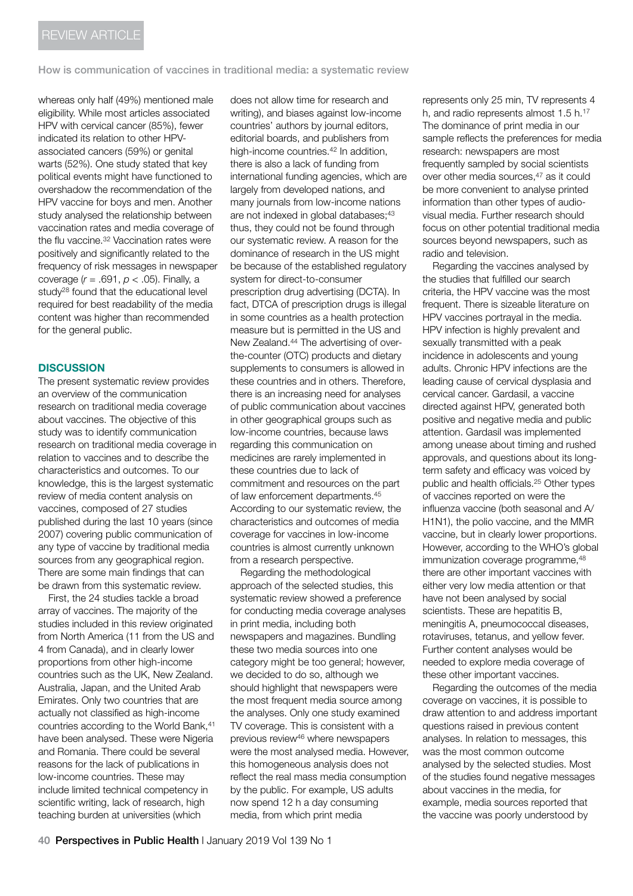whereas only half (49%) mentioned male eligibility. While most articles associated HPV with cervical cancer (85%), fewer indicated its relation to other HPV-associated cancers (59%) or genital warts (52%). One study stated that key political events might have functioned to overshadow the recommendation of the HPV vaccine for boys and men. Another study analysed the relationship between vaccination rates and media coverage of the flu vaccine.[32] Vaccination rates were positively and significantly related to the frequency of risk messages in newspaper coverage ($r = .691$, $p < .05$). Finally, a study[28] found that the educational level required for best readability of the media content was higher than recommended for the general public.

## DISCUSSION

The present systematic review provides an overview of the communication research on traditional media coverage about vaccines. The objective of this study was to identify communication research on traditional media coverage in relation to vaccines and to describe the characteristics and outcomes. To our knowledge, this is the largest systematic review of media content analysis on vaccines, composed of 27 studies published during the last 10 years (since 2007) covering public communication of any type of vaccine by traditional media sources from any geographical region. There are some main findings that can be drawn from this systematic review.

First, the 24 studies tackle a broad array of vaccines. The majority of the studies included in this review originated from North America (11 from the US and 4 from Canada), and in clearly lower proportions from other high-income countries such as the UK, New Zealand. Australia, Japan, and the United Arab Emirates. Only two countries that are actually not classified as high-income countries according to the World Bank,[41] have been analysed. These were Nigeria and Romania. There could be several reasons for the lack of publications in low-income countries. These may include limited technical competency in scientific writing, lack of research, high teaching burden at universities (which does not allow time for research and writing), and biases against low-income countries' authors by journal editors, editorial boards, and publishers from high-income countries.[42] In addition, there is also a lack of funding from international funding agencies, which are largely from developed nations, and many journals from low-income nations are not indexed in global databases;[43] thus, they could not be found through our systematic review. A reason for the dominance of research in the US might be because of the established regulatory system for direct-to-consumer prescription drug advertising (DCTA). In fact, DTCA of prescription drugs is illegal in some countries as a health protection measure but is permitted in the US and New Zealand.[44] The advertising of over-the-counter (OTC) products and dietary supplements to consumers is allowed in these countries and in others. Therefore, there is an increasing need for analyses of public communication about vaccines in other geographical groups such as low-income countries, because laws regarding this communication on medicines are rarely implemented in these countries due to lack of commitment and resources on the part of law enforcement departments.[45] According to our systematic review, the characteristics and outcomes of media coverage for vaccines in low-income countries is almost currently unknown from a research perspective.

Regarding the methodological approach of the selected studies, this systematic review showed a preference for conducting media coverage analyses in print media, including both newspapers and magazines. Bundling these two media sources into one category might be too general; however, we decided to do so, although we should highlight that newspapers were the most frequent media source among the analyses. Only one study examined TV coverage. This is consistent with a previous review[46] where newspapers were the most analysed media. However, this homogeneous analysis does not reflect the real mass media consumption by the public. For example, US adults now spend 12 h a day consuming media, from which print media represents only 25 min, TV represents 4 h, and radio represents almost 1.5 h.[17] The dominance of print media in our sample reflects the preferences for media research: newspapers are most frequently sampled by social scientists over other media sources,[47] as it could be more convenient to analyse printed information than other types of audio-visual media. Further research should focus on other potential traditional media sources beyond newspapers, such as radio and television.

Regarding the vaccines analysed by the studies that fulfilled our search criteria, the HPV vaccine was the most frequent. There is sizeable literature on HPV vaccines portrayal in the media. HPV infection is highly prevalent and sexually transmitted with a peak incidence in adolescents and young adults. Chronic HPV infections are the leading cause of cervical dysplasia and cervical cancer. Gardasil, a vaccine directed against HPV, generated both positive and negative media and public attention. Gardasil was implemented among unease about timing and rushed approvals, and questions about its long-term safety and efficacy was voiced by public and health officials.[25] Other types of vaccines reported on were the influenza vaccine (both seasonal and A/H1N1), the polio vaccine, and the MMR vaccine, but in clearly lower proportions. However, according to the WHO's global immunization coverage programme,[48] there are other important vaccines with either very low media attention or that have not been analysed by social scientists. These are hepatitis B, meningitis A, pneumococcal diseases, rotaviruses, tetanus, and yellow fever. Further content analyses would be needed to explore media coverage of these other important vaccines.

Regarding the outcomes of the media coverage on vaccines, it is possible to draw attention to and address important questions raised in previous content analyses. In relation to messages, this was the most common outcome analysed by the selected studies. Most of the studies found negative messages about vaccines in the media, for example, media sources reported that the vaccine was poorly understood by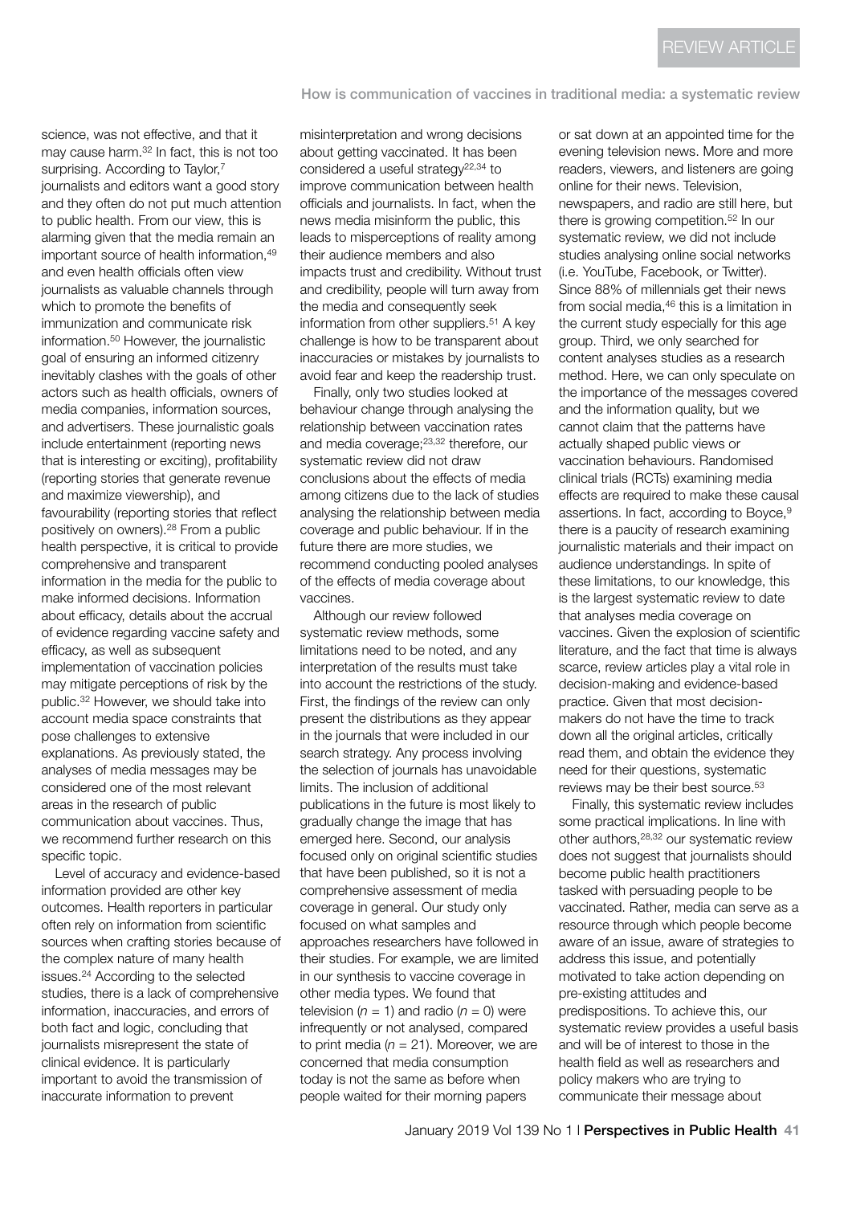science, was not effective, and that it may cause harm.[32] In fact, this is not too surprising. According to Taylor,[7] journalists and editors want a good story and they often do not put much attention to public health. From our view, this is alarming given that the media remain an important source of health information,[49] and even health officials often view journalists as valuable channels through which to promote the benefits of immunization and communicate risk information.[50] However, the journalistic goal of ensuring an informed citizenry inevitably clashes with the goals of other actors such as health officials, owners of media companies, information sources, and advertisers. These journalistic goals include entertainment (reporting news that is interesting or exciting), profitability (reporting stories that generate revenue and maximize viewership), and favourability (reporting stories that reflect positively on owners).[28] From a public health perspective, it is critical to provide comprehensive and transparent information in the media for the public to make informed decisions. Information about efficacy, details about the accrual of evidence regarding vaccine safety and efficacy, as well as subsequent implementation of vaccination policies may mitigate perceptions of risk by the public.[32] However, we should take into account media space constraints that pose challenges to extensive explanations. As previously stated, the analyses of media messages may be considered one of the most relevant areas in the research of public communication about vaccines. Thus, we recommend further research on this specific topic.

Level of accuracy and evidence-based information provided are other key outcomes. Health reporters in particular often rely on information from scientific sources when crafting stories because of the complex nature of many health issues.[24] According to the selected studies, there is a lack of comprehensive information, inaccuracies, and errors of both fact and logic, concluding that journalists misrepresent the state of clinical evidence. It is particularly important to avoid the transmission of inaccurate information to prevent misinterpretation and wrong decisions about getting vaccinated. It has been considered a useful strategy[22,34] to improve communication between health officials and journalists. In fact, when the news media misinform the public, this leads to misperceptions of reality among their audience members and also impacts trust and credibility. Without trust and credibility, people will turn away from the media and consequently seek information from other suppliers.[51] A key challenge is how to be transparent about inaccuracies or mistakes by journalists to avoid fear and keep the readership trust.

Finally, only two studies looked at behaviour change through analysing the relationship between vaccination rates and media coverage;[23,32] therefore, our systematic review did not draw conclusions about the effects of media among citizens due to the lack of studies analysing the relationship between media coverage and public behaviour. If in the future there are more studies, we recommend conducting pooled analyses of the effects of media coverage about vaccines.

Although our review followed systematic review methods, some limitations need to be noted, and any interpretation of the results must take into account the restrictions of the study. First, the findings of the review can only present the distributions as they appear in the journals that were included in our search strategy. Any process involving the selection of journals has unavoidable limits. The inclusion of additional publications in the future is most likely to gradually change the image that has emerged here. Second, our analysis focused only on original scientific studies that have been published, so it is not a comprehensive assessment of media coverage in general. Our study only focused on what samples and approaches researchers have followed in their studies. For example, we are limited in our synthesis to vaccine coverage in other media types. We found that television ($n$ = 1) and radio ($n$ = 0) were infrequently or not analysed, compared to print media ($n$ = 21). Moreover, we are concerned that media consumption today is not the same as before when people waited for their morning papers or sat down at an appointed time for the evening television news. More and more readers, viewers, and listeners are going online for their news. Television, newspapers, and radio are still here, but there is growing competition.[52] In our systematic review, we did not include studies analysing online social networks (i.e. YouTube, Facebook, or Twitter). Since 88% of millennials get their news from social media,[46] this is a limitation in the current study especially for this age group. Third, we only searched for content analyses studies as a research method. Here, we can only speculate on the importance of the messages covered and the information quality, but we cannot claim that the patterns have actually shaped public views or vaccination behaviours. Randomised clinical trials (RCTs) examining media effects are required to make these causal assertions. In fact, according to Boyce,[9] there is a paucity of research examining journalistic materials and their impact on audience understandings. In spite of these limitations, to our knowledge, this is the largest systematic review to date that analyses media coverage on vaccines. Given the explosion of scientific literature, and the fact that time is always scarce, review articles play a vital role in decision-making and evidence-based practice. Given that most decision-makers do not have the time to track down all the original articles, critically read them, and obtain the evidence they need for their questions, systematic reviews may be their best source.[53]

Finally, this systematic review includes some practical implications. In line with other authors,[28,32] our systematic review does not suggest that journalists should become public health practitioners tasked with persuading people to be vaccinated. Rather, media can serve as a resource through which people become aware of an issue, aware of strategies to address this issue, and potentially motivated to take action depending on pre-existing attitudes and predispositions. To achieve this, our systematic review provides a useful basis and will be of interest to those in the health field as well as researchers and policy makers who are trying to communicate their message about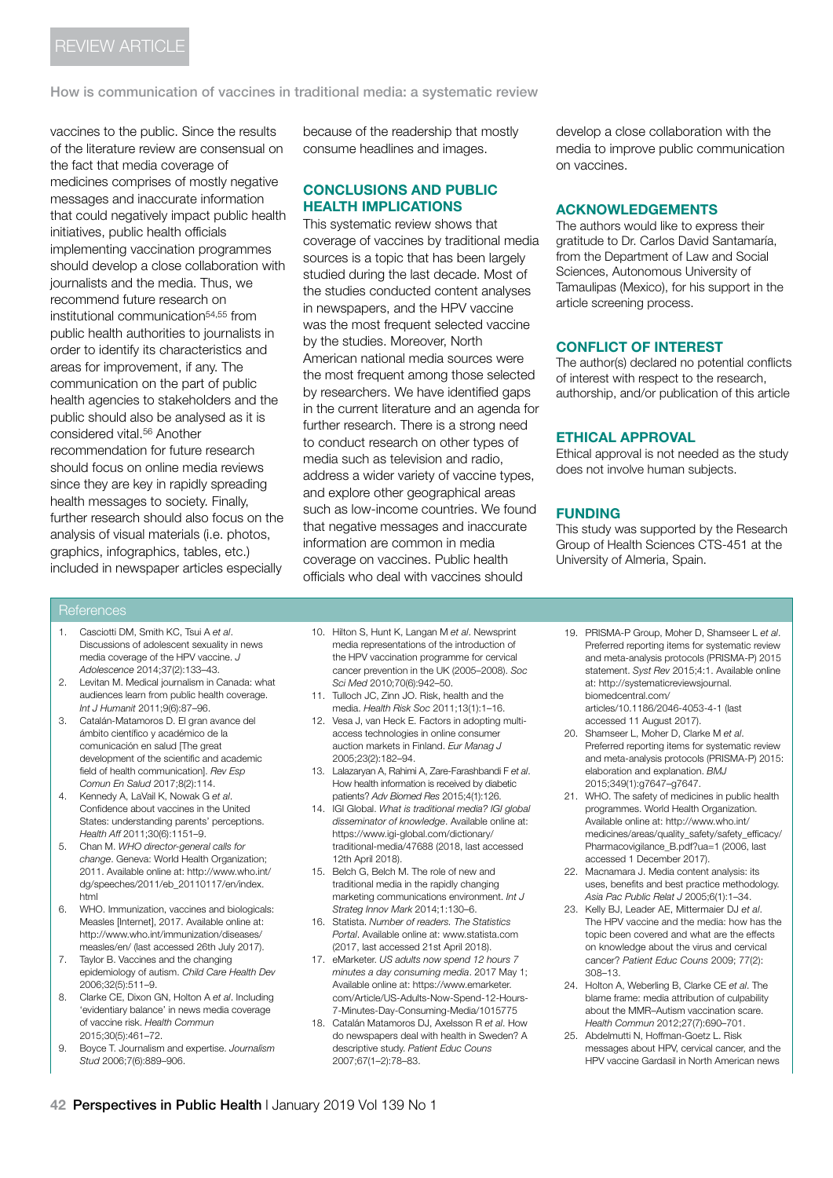vaccines to the public. Since the results of the literature review are consensual on the fact that media coverage of medicines comprises of mostly negative messages and inaccurate information that could negatively impact public health initiatives, public health officials implementing vaccination programmes should develop a close collaboration with journalists and the media. Thus, we recommend future research on institutional communication[54,55] from public health authorities to journalists in order to identify its characteristics and areas for improvement, if any. The communication on the part of public health agencies to stakeholders and the public should also be analysed as it is considered vital.[56] Another recommendation for future research should focus on online media reviews since they are key in rapidly spreading health messages to society. Finally, further research should also focus on the analysis of visual materials (i.e. photos, graphics, infographics, tables, etc.) included in newspaper articles especially because of the readership that mostly consume headlines and images.

## CONCLUSIONS AND PUBLIC HEALTH IMPLICATIONS

This systematic review shows that coverage of vaccines by traditional media sources is a topic that has been largely studied during the last decade. Most of the studies conducted content analyses in newspapers, and the HPV vaccine was the most frequent selected vaccine by the studies. Moreover, North American national media sources were the most frequent among those selected by researchers. We have identified gaps in the current literature and an agenda for further research. There is a strong need to conduct research on other types of media such as television and radio, address a wider variety of vaccine types, and explore other geographical areas such as low-income countries. We found that negative messages and inaccurate information are common in media coverage on vaccines. Public health officials who deal with vaccines should develop a close collaboration with the media to improve public communication on vaccines.

## ACKNOWLEDGEMENTS

The authors would like to express their gratitude to Dr. Carlos David Santamaría, from the Department of Law and Social Sciences, Autonomous University of Tamaulipas (Mexico), for his support in the article screening process.

## CONFLICT OF INTEREST

The author(s) declared no potential conflicts of interest with respect to the research, authorship, and/or publication of this article

## ETHICAL APPROVAL

Ethical approval is not needed as the study does not involve human subjects.

## FUNDING

This study was supported by the Research Group of Health Sciences CTS-451 at the University of Almeria, Spain.

## References

1. Casciotti DM, Smith KC, Tsui A *et al*. Discussions of adolescent sexuality in news media coverage of the HPV vaccine. *J Adolescence* 2014;37(2):133–43.
2. Levitan M. Medical journalism in Canada: what audiences learn from public health coverage. *Int J Humanit* 2011;9(6):87–96.
3. Catalán-Matamoros D. El gran avance del ámbito científico y académico de la comunicación en salud [The great development of the scientific and academic field of health communication]. *Rev Esp Comun En Salud* 2017;8(2):114.
4. Kennedy A, LaVail K, Nowak G *et al*. Confidence about vaccines in the United States: understanding parents' perceptions. *Health Aff* 2011;30(6):1151–9.
5. Chan M. *WHO director-general calls for change*. Geneva: World Health Organization; 2011. Available online at: http://www.who.int/dg/speeches/2011/eb_20110117/en/index.html
6. WHO. Immunization, vaccines and biologicals: Measles [Internet], 2017. Available online at: http://www.who.int/immunization/diseases/measles/en/ (last accessed 26th July 2017).
7. Taylor B. Vaccines and the changing epidemiology of autism. *Child Care Health Dev* 2006;32(5):511–9.
8. Clarke CE, Dixon GN, Holton A *et al*. Including 'evidentiary balance' in news media coverage of vaccine risk. *Health Commun* 2015;30(5):461–72.
9. Boyce T. Journalism and expertise. *Journalism Stud* 2006;7(6):889–906.
10. Hilton S, Hunt K, Langan M *et al*. Newsprint media representations of the introduction of the HPV vaccination programme for cervical cancer prevention in the UK (2005–2008). *Soc Sci Med* 2010;70(6):942–50.
11. Tulloch JC, Zinn JO. Risk, health and the media. *Health Risk Soc* 2011;13(1):1–16.
12. Vesa J, van Heck E. Factors in adopting multi-access technologies in online consumer auction markets in Finland. *Eur Manag J* 2005;23(2):182–94.
13. Lalazaryan A, Rahimi A, Zare-Farashbandi F *et al*. How health information is received by diabetic patients? *Adv Biomed Res* 2015;4(1):126.
14. IGI Global. *What is traditional media? IGI global disseminator of knowledge*. Available online at: https://www.igi-global.com/dictionary/traditional-media/47688 (2018, last accessed 12th April 2018).
15. Belch G, Belch M. The role of new and traditional media in the rapidly changing marketing communications environment. *Int J Strateg Innov Mark* 2014;1:130–6.
16. Statista. *Number of readers. The Statistics Portal*. Available online at: www.statista.com (2017, last accessed 21st April 2018).
17. eMarketer. *US adults now spend 12 hours 7 minutes a day consuming media*. 2017 May 1; Available online at: https://www.emarketer.com/Article/US-Adults-Now-Spend-12-Hours-7-Minutes-Day-Consuming-Media/1015775
18. Catalán Matamoros DJ, Axelsson R *et al*. How do newspapers deal with health in Sweden? A descriptive study. *Patient Educ Couns* 2007;67(1–2):78–83.
19. PRISMA-P Group, Moher D, Shamseer L *et al*. Preferred reporting items for systematic review and meta-analysis protocols (PRISMA-P) 2015 statement. *Syst Rev* 2015;4:1. Available online at: http://systematicreviewsjournal.biomedcentral.com/articles/10.1186/2046-4053-4-1 (last accessed 11 August 2017).
20. Shamseer L, Moher D, Clarke M *et al*. Preferred reporting items for systematic review and meta-analysis protocols (PRISMA-P) 2015: elaboration and explanation. *BMJ* 2015;349(1):g7647–g7647.
21. WHO. The safety of medicines in public health programmes. World Health Organization. Available online at: http://www.who.int/medicines/areas/quality_safety/safety_efficacy/Pharmacovigilance_B.pdf?ua=1 (2006, last accessed 1 December 2017).
22. Macnamara J. Media content analysis: its uses, benefits and best practice methodology. *Asia Pac Public Relat J* 2005;6(1):1–34.
23. Kelly BJ, Leader AE, Mittermaier DJ *et al*. The HPV vaccine and the media: how has the topic been covered and what are the effects on knowledge about the virus and cervical cancer? *Patient Educ Couns* 2009; 77(2): 308–13.
24. Holton A, Weberling B, Clarke CE *et al*. The blame frame: media attribution of culpability about the MMR–Autism vaccination scare. *Health Commun* 2012;27(7):690–701.
25. Abdelmutti N, Hoffman-Goetz L. Risk messages about HPV, cervical cancer, and the HPV vaccine Gardasil in North American news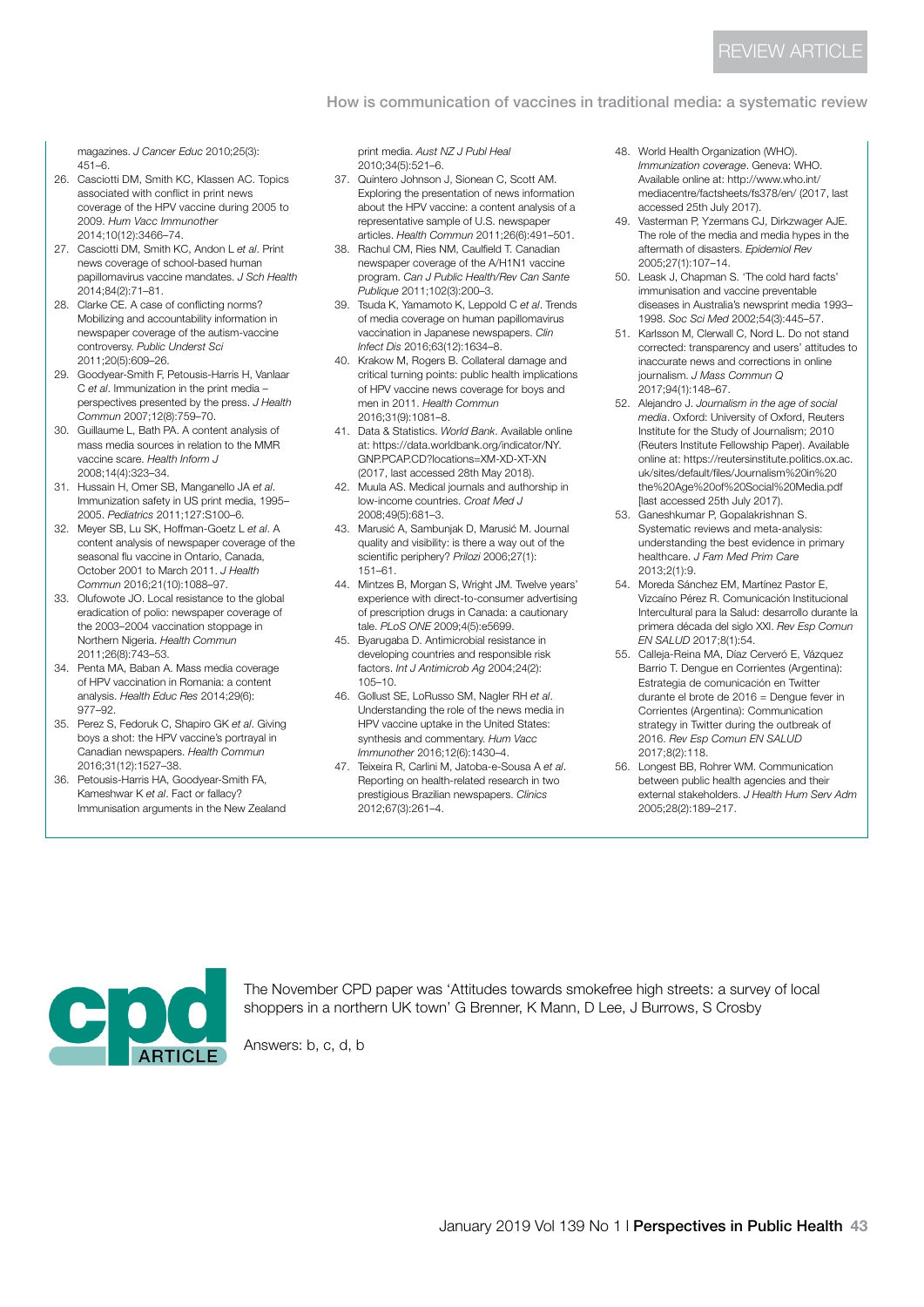magazines. *J Cancer Educ* 2010;25(3): 451–6.

26. Casciotti DM, Smith KC, Klassen AC. Topics associated with conflict in print news coverage of the HPV vaccine during 2005 to 2009. *Hum Vacc Immunother* 2014;10(12):3466–74.
27. Casciotti DM, Smith KC, Andon L *et al*. Print news coverage of school-based human papillomavirus vaccine mandates. *J Sch Health* 2014;84(2):71–81.
28. Clarke CE. A case of conflicting norms? Mobilizing and accountability information in newspaper coverage of the autism-vaccine controversy. *Public Underst Sci* 2011;20(5):609–26.
29. Goodyear-Smith F, Petousis-Harris H, Vanlaar C *et al*. Immunization in the print media – perspectives presented by the press. *J Health Commun* 2007;12(8):759–70.
30. Guillaume L, Bath PA. A content analysis of mass media sources in relation to the MMR vaccine scare. *Health Inform J* 2008;14(4):323–34.
31. Hussain H, Omer SB, Manganello JA *et al*. Immunization safety in US print media, 1995–2005. *Pediatrics* 2011;127:S100–6.
32. Meyer SB, Lu SK, Hoffman-Goetz L *et al*. A content analysis of newspaper coverage of the seasonal flu vaccine in Ontario, Canada, October 2001 to March 2011. *J Health Commun* 2016;21(10):1088–97.
33. Olufowote JO. Local resistance to the global eradication of polio: newspaper coverage of the 2003–2004 vaccination stoppage in Northern Nigeria. *Health Commun* 2011;26(8):743–53.
34. Penta MA, Baban A. Mass media coverage of HPV vaccination in Romania: a content analysis. *Health Educ Res* 2014;29(6): 977–92.
35. Perez S, Fedoruk C, Shapiro GK *et al*. Giving boys a shot: the HPV vaccine's portrayal in Canadian newspapers. *Health Commun* 2016;31(12):1527–38.
36. Petousis-Harris HA, Goodyear-Smith FA, Kameshwar K *et al*. Fact or fallacy? Immunisation arguments in the New Zealand print media. *Aust NZ J Publ Heal* 2010;34(5):521–6.
37. Quintero Johnson J, Sionean C, Scott AM. Exploring the presentation of news information about the HPV vaccine: a content analysis of a representative sample of U.S. newspaper articles. *Health Commun* 2011;26(6):491–501.
38. Rachul CM, Ries NM, Caulfield T. Canadian newspaper coverage of the A/H1N1 vaccine program. *Can J Public Health/Rev Can Sante Publique* 2011;102(3):200–3.
39. Tsuda K, Yamamoto K, Leppold C *et al*. Trends of media coverage on human papillomavirus vaccination in Japanese newspapers. *Clin Infect Dis* 2016;63(12):1634–8.
40. Krakow M, Rogers B. Collateral damage and critical turning points: public health implications of HPV vaccine news coverage for boys and men in 2011. *Health Commun* 2016;31(9):1081–8.
41. Data & Statistics. *World Bank*. Available online at: https://data.worldbank.org/indicator/NY.GNP.PCAP.CD?locations=XM-XD-XT-XN (2017, last accessed 28th May 2018).
42. Muula AS. Medical journals and authorship in low-income countries. *Croat Med J* 2008;49(5):681–3.
43. Marusić A, Sambunjak D, Marusić M. Journal quality and visibility: is there a way out of the scientific periphery? *Prilozi* 2006;27(1): 151–61.
44. Mintzes B, Morgan S, Wright JM. Twelve years' experience with direct-to-consumer advertising of prescription drugs in Canada: a cautionary tale. *PLoS ONE* 2009;4(5):e5699.
45. Byarugaba D. Antimicrobial resistance in developing countries and responsible risk factors. *Int J Antimicrob Ag* 2004;24(2): 105–10.
46. Gollust SE, LoRusso SM, Nagler RH *et al*. Understanding the role of the news media in HPV vaccine uptake in the United States: synthesis and commentary. *Hum Vacc Immunother* 2016;12(6):1430–4.
47. Teixeira R, Carlini M, Jatoba-e-Sousa A *et al*. Reporting on health-related research in two prestigious Brazilian newspapers. *Clinics* 2012;67(3):261–4.
48. World Health Organization (WHO). *Immunization coverage*. Geneva: WHO. Available online at: http://www.who.int/mediacentre/factsheets/fs378/en/ (2017, last accessed 25th July 2017).
49. Vasterman P, Yzermans CJ, Dirkzwager AJE. The role of the media and media hypes in the aftermath of disasters. *Epidemiol Rev* 2005;27(1):107–14.
50. Leask J, Chapman S. 'The cold hard facts' immunisation and vaccine preventable diseases in Australia's newsprint media 1993–1998. *Soc Sci Med* 2002;54(3):445–57.
51. Karlsson M, Clerwall C, Nord L. Do not stand corrected: transparency and users' attitudes to inaccurate news and corrections in online journalism. *J Mass Commun Q* 2017;94(1):148–67.
52. Alejandro J. *Journalism in the age of social media*. Oxford: University of Oxford, Reuters Institute for the Study of Journalism; 2010 (Reuters Institute Fellowship Paper). Available online at: https://reutersinstitute.politics.ox.ac.uk/sites/default/files/Journalism%20in%20the%20Age%20of%20Social%20Media.pdf [last accessed 25th July 2017).
53. Ganeshkumar P, Gopalakrishnan S. Systematic reviews and meta-analysis: understanding the best evidence in primary healthcare. *J Fam Med Prim Care* 2013;2(1):9.
54. Moreda Sánchez EM, Martínez Pastor E, Vizcaíno Pérez R. Comunicación Institucional Intercultural para la Salud: desarrollo durante la primera década del siglo XXI. *Rev Esp Comun EN SALUD* 2017;8(1):54.
55. Calleja-Reina MA, Díaz Cerveró E, Vázquez Barrio T. Dengue en Corrientes (Argentina): Estrategia de comunicación en Twitter durante el brote de 2016 = Dengue fever in Corrientes (Argentina): Communication strategy in Twitter during the outbreak of 2016. *Rev Esp Comun EN SALUD* 2017;8(2):118.
56. Longest BB, Rohrer WM. Communication between public health agencies and their external stakeholders. *J Health Hum Serv Adm* 2005;28(2):189–217.

cpd ARTICLE

The November CPD paper was 'Attitudes towards smokefree high streets: a survey of local shoppers in a northern UK town' G Brenner, K Mann, D Lee, J Burrows, S Crosby

Answers: b, c, d, b